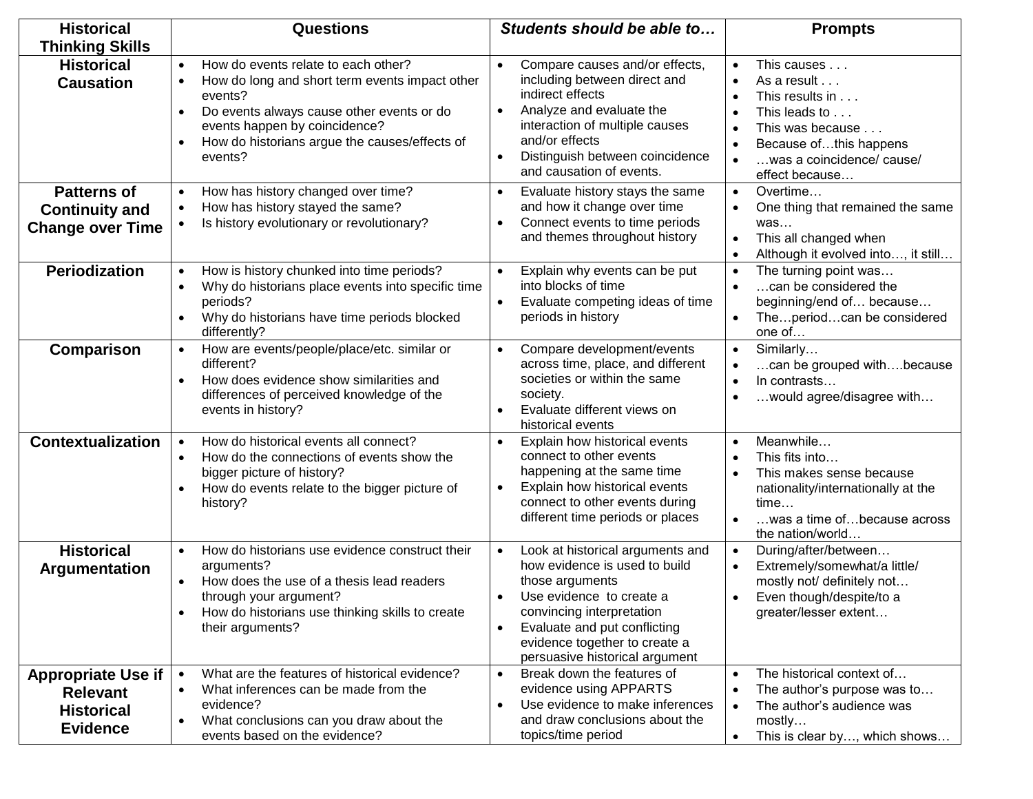| Historical Thinking Skills | Questions | *Students should be able to…* | Prompts |
|---|---|---|---|
| **Historical Causation** | • How do events relate to each other?<br>• How do long and short term events impact other events?<br>• Do events always cause other events or do events happen by coincidence?<br>• How do historians argue the causes/effects of events? | • Compare causes and/or effects, including between direct and indirect effects<br>• Analyze and evaluate the interaction of multiple causes and/or effects<br>• Distinguish between coincidence and causation of events. | • This causes . . .<br>• As a result . . .<br>• This results in . . .<br>• This leads to . . .<br>• This was because . . .<br>• Because of…this happens<br>• …was a coincidence/ cause/ effect because… |
| **Patterns of Continuity and Change over Time** | • How has history changed over time?<br>• How has history stayed the same?<br>• Is history evolutionary or revolutionary? | • Evaluate history stays the same and how it change over time<br>• Connect events to time periods and themes throughout history | • Overtime…<br>• One thing that remained the same was…<br>• This all changed when<br>• Although it evolved into…, it still… |
| **Periodization** | • How is history chunked into time periods?<br>• Why do historians place events into specific time periods?<br>• Why do historians have time periods blocked differently? | • Explain why events can be put into blocks of time<br>• Evaluate competing ideas of time periods in history | • The turning point was…<br>• …can be considered the beginning/end of… because…<br>• The…period…can be considered one of… |
| **Comparison** | • How are events/people/place/etc. similar or different?<br>• How does evidence show similarities and differences of perceived knowledge of the events in history? | • Compare development/events across time, place, and different societies or within the same society.<br>• Evaluate different views on historical events | • Similarly…<br>• …can be grouped with….because<br>• In contrasts…<br>• …would agree/disagree with… |
| **Contextualization** | • How do historical events all connect?<br>• How do the connections of events show the bigger picture of history?<br>• How do events relate to the bigger picture of history? | • Explain how historical events connect to other events happening at the same time<br>• Explain how historical events connect to other events during different time periods or places | • Meanwhile…<br>• This fits into…<br>• This makes sense because nationality/internationally at the time…<br>• …was a time of…because across the nation/world… |
| **Historical Argumentation** | • How do historians use evidence construct their arguments?<br>• How does the use of a thesis lead readers through your argument?<br>• How do historians use thinking skills to create their arguments? | • Look at historical arguments and how evidence is used to build those arguments<br>• Use evidence to create a convincing interpretation<br>• Evaluate and put conflicting evidence together to create a persuasive historical argument | • During/after/between…<br>• Extremely/somewhat/a little/ mostly not/ definitely not…<br>• Even though/despite/to a greater/lesser extent… |
| **Appropriate Use if Relevant Historical Evidence** | • What are the features of historical evidence?<br>• What inferences can be made from the evidence?<br>• What conclusions can you draw about the events based on the evidence? | • Break down the features of evidence using APPARTS<br>• Use evidence to make inferences and draw conclusions about the topics/time period | • The historical context of…<br>• The author's purpose was to…<br>• The author's audience was mostly…<br>• This is clear by…, which shows… |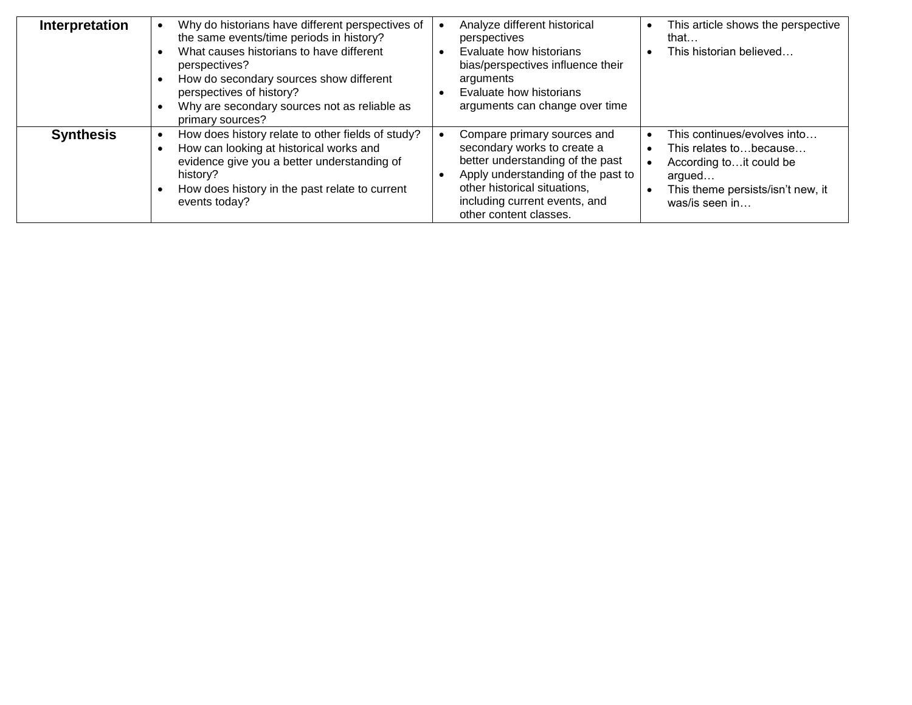| | | | |
|---|---|---|---|
| **Interpretation** | • Why do historians have different perspectives of the same events/time periods in history?<br>• What causes historians to have different perspectives?<br>• How do secondary sources show different perspectives of history?<br>• Why are secondary sources not as reliable as primary sources? | • Analyze different historical perspectives<br>• Evaluate how historians bias/perspectives influence their arguments<br>• Evaluate how historians arguments can change over time | • This article shows the perspective that…<br>• This historian believed… |
| **Synthesis** | • How does history relate to other fields of study?<br>• How can looking at historical works and evidence give you a better understanding of history?<br>• How does history in the past relate to current events today? | • Compare primary sources and secondary works to create a better understanding of the past<br>• Apply understanding of the past to other historical situations, including current events, and other content classes. | • This continues/evolves into…<br>• This relates to…because…<br>• According to…it could be argued…<br>• This theme persists/isn't new, it was/is seen in… |